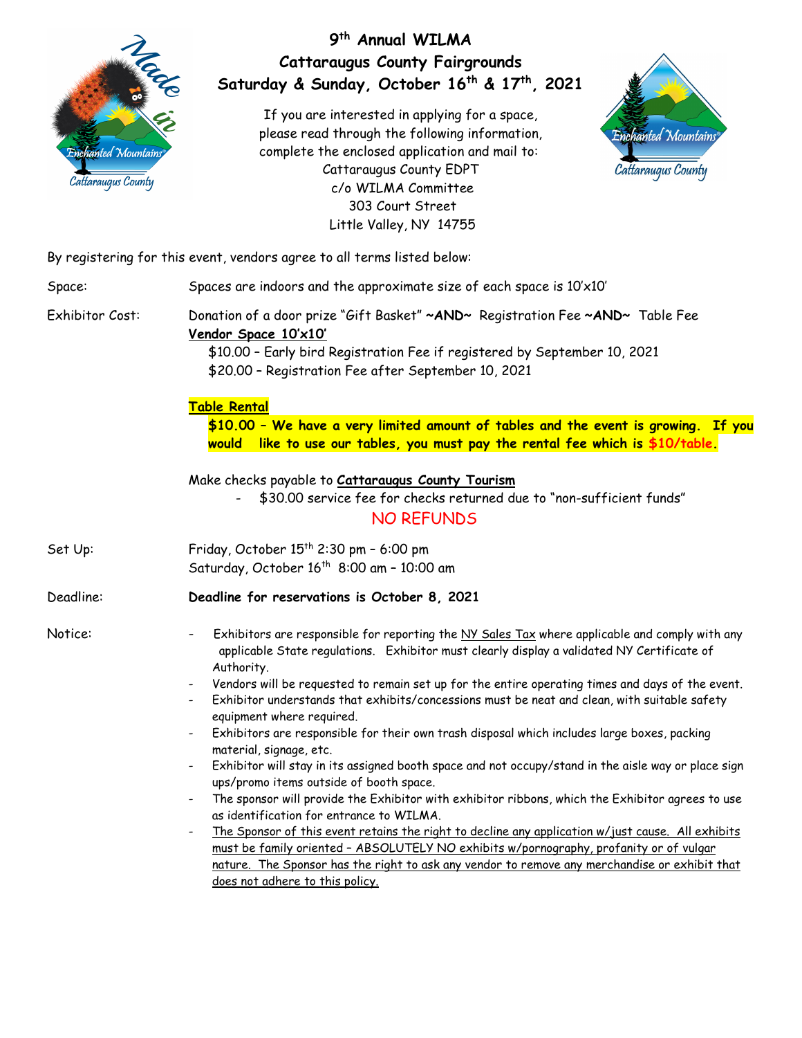# 9th Annual WILMA
## Cattaraugus County Fairgrounds
## Saturday & Sunday, October 16th & 17th, 2021

If you are interested in applying for a space, please read through the following information, complete the enclosed application and mail to:
Cattaraugus County EDPT
c/o WILMA Committee
303 Court Street
Little Valley, NY 14755

By registering for this event, vendors agree to all terms listed below:

**Space:** Spaces are indoors and the approximate size of each space is 10'x10'

**Exhibitor Cost:** Donation of a door prize "Gift Basket" **~AND~** Registration Fee **~AND~** Table Fee

**Vendor Space 10'x10'**

$10.00 – Early bird Registration Fee if registered by September 10, 2021
$20.00 – Registration Fee after September 10, 2021

**Table Rental**

**$10.00 – We have a very limited amount of tables and the event is growing. If you would like to use our tables, you must pay the rental fee which is $10/table.**

Make checks payable to **Cattaraugus County Tourism**

- $30.00 service fee for checks returned due to "non-sufficient funds"

NO REFUNDS

**Set Up:** Friday, October 15th 2:30 pm – 6:00 pm
Saturday, October 16th 8:00 am – 10:00 am

**Deadline:** **Deadline for reservations is October 8, 2021**

**Notice:**

- Exhibitors are responsible for reporting the NY Sales Tax where applicable and comply with any applicable State regulations. Exhibitor must clearly display a validated NY Certificate of Authority.
- Vendors will be requested to remain set up for the entire operating times and days of the event.
- Exhibitor understands that exhibits/concessions must be neat and clean, with suitable safety equipment where required.
- Exhibitors are responsible for their own trash disposal which includes large boxes, packing material, signage, etc.
- Exhibitor will stay in its assigned booth space and not occupy/stand in the aisle way or place sign ups/promo items outside of booth space.
- The sponsor will provide the Exhibitor with exhibitor ribbons, which the Exhibitor agrees to use as identification for entrance to WILMA.
- The Sponsor of this event retains the right to decline any application w/just cause. All exhibits must be family oriented – ABSOLUTELY NO exhibits w/pornography, profanity or of vulgar nature. The Sponsor has the right to ask any vendor to remove any merchandise or exhibit that does not adhere to this policy.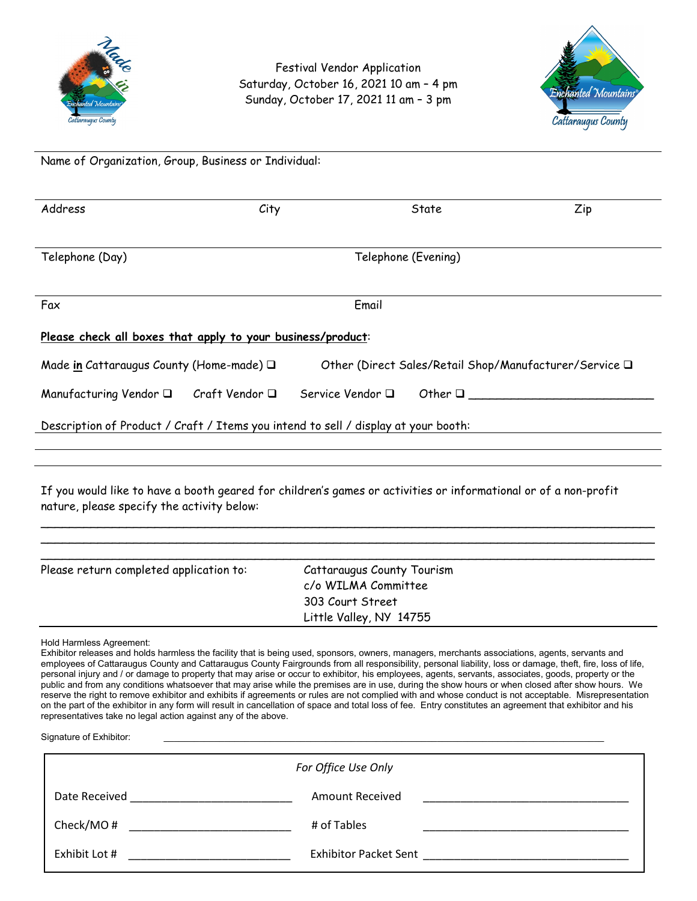Festival Vendor Application
Saturday, October 16, 2021 10 am – 4 pm
Sunday, October 17, 2021 11 am – 3 pm

Name of Organization, Group, Business or Individual:

| Address | City | State | Zip |
|---|---|---|---|
| | | | |

| Telephone (Day) | Telephone (Evening) |
|---|---|
| | |

| Fax | Email |
|---|---|
| | |

**Please check all boxes that apply to your business/product**:

Made **in** Cattaraugus County (Home-made) ❑ Other (Direct Sales/Retail Shop/Manufacturer/Service ❑

Manufacturing Vendor ❑ Craft Vendor ❑ Service Vendor ❑ Other ❑ ___________________________

Description of Product / Craft / Items you intend to sell / display at your booth:

If you would like to have a booth geared for children's games or activities or informational or of a non-profit nature, please specify the activity below:

_____________________________________________________________________________________

_____________________________________________________________________________________

_____________________________________________________________________________________

Please return completed application to:

Cattaraugus County Tourism
c/o WILMA Committee
303 Court Street
Little Valley, NY 14755

Hold Harmless Agreement:
Exhibitor releases and holds harmless the facility that is being used, sponsors, owners, managers, merchants associations, agents, servants and employees of Cattaraugus County and Cattaraugus County Fairgrounds from all responsibility, personal liability, loss or damage, theft, fire, loss of life, personal injury and / or damage to property that may arise or occur to exhibitor, his employees, agents, servants, associates, goods, property or the public and from any conditions whatsoever that may arise while the premises are in use, during the show hours or when closed after show hours. We reserve the right to remove exhibitor and exhibits if agreements or rules are not complied with and whose conduct is not acceptable. Misrepresentation on the part of the exhibitor in any form will result in cancellation of space and total loss of fee. Entry constitutes an agreement that exhibitor and his representatives take no legal action against any of the above.

Signature of Exhibitor: ______________________________________________________________________

*For Office Use Only*

| | | | |
|---|---|---|---|
| Date Received | ___________________ | Amount Received | ___________________ |
| Check/MO # | ___________________ | # of Tables | ___________________ |
| Exhibit Lot # | ___________________ | Exhibitor Packet Sent | ___________________ |